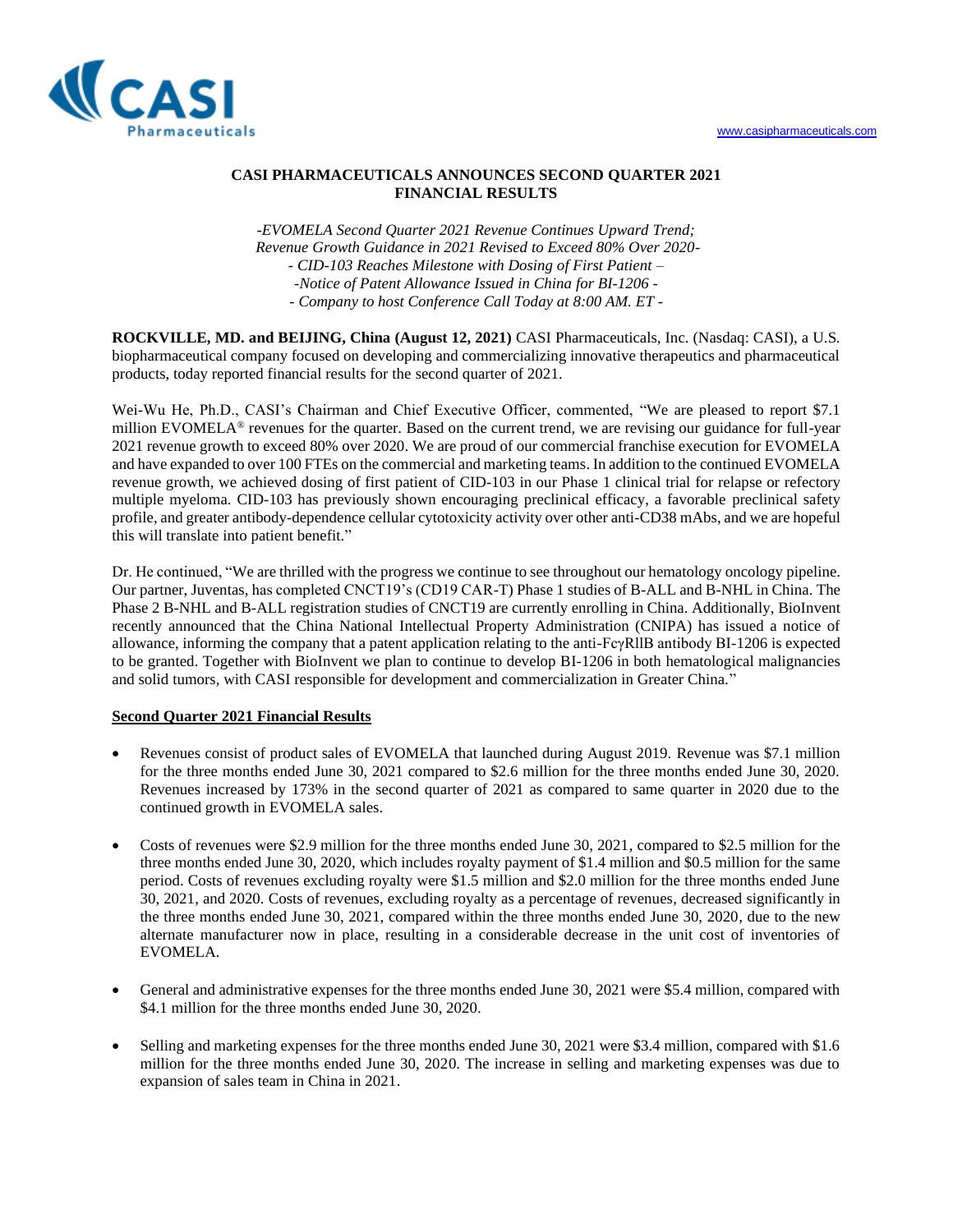www.casipharmaceuticals.com

**CASI PHARMACEUTICALS ANNOUNCES SECOND QUARTER 2021 FINANCIAL RESULTS**

*-EVOMELA Second Quarter 2021 Revenue Continues Upward Trend;*
*Revenue Growth Guidance in 2021 Revised to Exceed 80% Over 2020-*
*- CID-103 Reaches Milestone with Dosing of First Patient –*
*-Notice of Patent Allowance Issued in China for BI-1206 -*
*- Company to host Conference Call Today at 8:00 AM. ET -*

**ROCKVILLE, MD. and BEIJING, China (August 12, 2021)** CASI Pharmaceuticals, Inc. (Nasdaq: CASI), a U.S. biopharmaceutical company focused on developing and commercializing innovative therapeutics and pharmaceutical products, today reported financial results for the second quarter of 2021.

Wei-Wu He, Ph.D., CASI's Chairman and Chief Executive Officer, commented, "We are pleased to report $7.1 million EVOMELA® revenues for the quarter. Based on the current trend, we are revising our guidance for full-year 2021 revenue growth to exceed 80% over 2020. We are proud of our commercial franchise execution for EVOMELA and have expanded to over 100 FTEs on the commercial and marketing teams. In addition to the continued EVOMELA revenue growth, we achieved dosing of first patient of CID-103 in our Phase 1 clinical trial for relapse or refectory multiple myeloma. CID-103 has previously shown encouraging preclinical efficacy, a favorable preclinical safety profile, and greater antibody-dependence cellular cytotoxicity activity over other anti-CD38 mAbs, and we are hopeful this will translate into patient benefit."

Dr. He continued, "We are thrilled with the progress we continue to see throughout our hematology oncology pipeline. Our partner, Juventas, has completed CNCT19's (CD19 CAR-T) Phase 1 studies of B-ALL and B-NHL in China. The Phase 2 B-NHL and B-ALL registration studies of CNCT19 are currently enrolling in China. Additionally, BioInvent recently announced that the China National Intellectual Property Administration (CNIPA) has issued a notice of allowance, informing the company that a patent application relating to the anti-FcγRIIB antibody BI-1206 is expected to be granted. Together with BioInvent we plan to continue to develop BI-1206 in both hematological malignancies and solid tumors, with CASI responsible for development and commercialization in Greater China."

## Second Quarter 2021 Financial Results

- Revenues consist of product sales of EVOMELA that launched during August 2019. Revenue was $7.1 million for the three months ended June 30, 2021 compared to $2.6 million for the three months ended June 30, 2020. Revenues increased by 173% in the second quarter of 2021 as compared to same quarter in 2020 due to the continued growth in EVOMELA sales.

- Costs of revenues were $2.9 million for the three months ended June 30, 2021, compared to $2.5 million for the three months ended June 30, 2020, which includes royalty payment of $1.4 million and $0.5 million for the same period. Costs of revenues excluding royalty were $1.5 million and $2.0 million for the three months ended June 30, 2021, and 2020. Costs of revenues, excluding royalty as a percentage of revenues, decreased significantly in the three months ended June 30, 2021, compared within the three months ended June 30, 2020, due to the new alternate manufacturer now in place, resulting in a considerable decrease in the unit cost of inventories of EVOMELA.

- General and administrative expenses for the three months ended June 30, 2021 were $5.4 million, compared with $4.1 million for the three months ended June 30, 2020.

- Selling and marketing expenses for the three months ended June 30, 2021 were $3.4 million, compared with $1.6 million for the three months ended June 30, 2020. The increase in selling and marketing expenses was due to expansion of sales team in China in 2021.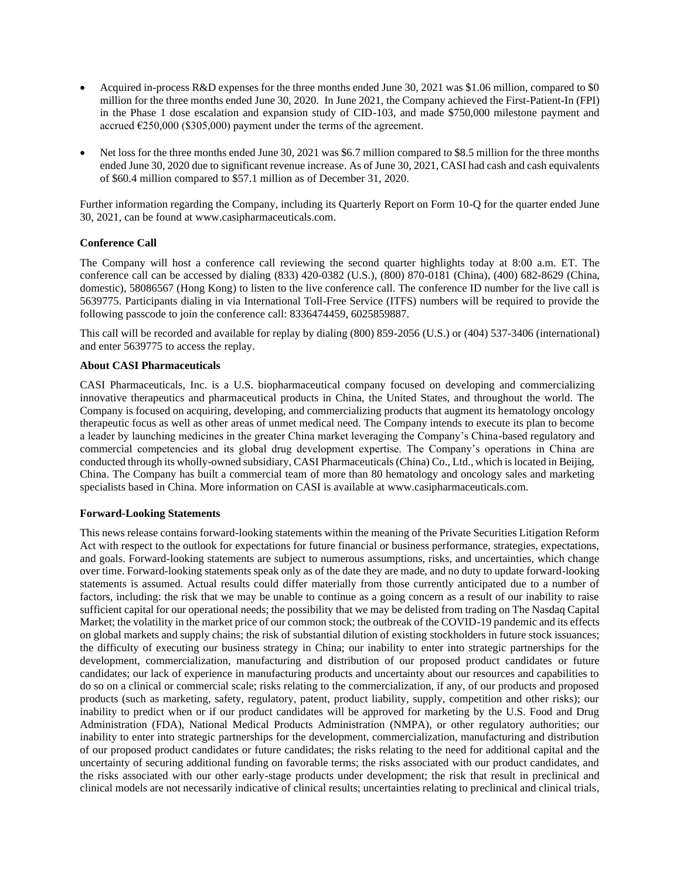- Acquired in-process R&D expenses for the three months ended June 30, 2021 was $1.06 million, compared to $0 million for the three months ended June 30, 2020. In June 2021, the Company achieved the First-Patient-In (FPI) in the Phase 1 dose escalation and expansion study of CID-103, and made $750,000 milestone payment and accrued €250,000 ($305,000) payment under the terms of the agreement.

- Net loss for the three months ended June 30, 2021 was $6.7 million compared to $8.5 million for the three months ended June 30, 2020 due to significant revenue increase. As of June 30, 2021, CASI had cash and cash equivalents of $60.4 million compared to $57.1 million as of December 31, 2020.

Further information regarding the Company, including its Quarterly Report on Form 10-Q for the quarter ended June 30, 2021, can be found at www.casipharmaceuticals.com.

**Conference Call**

The Company will host a conference call reviewing the second quarter highlights today at 8:00 a.m. ET. The conference call can be accessed by dialing (833) 420-0382 (U.S.), (800) 870-0181 (China), (400) 682-8629 (China, domestic), 58086567 (Hong Kong) to listen to the live conference call. The conference ID number for the live call is 5639775. Participants dialing in via International Toll-Free Service (ITFS) numbers will be required to provide the following passcode to join the conference call: 8336474459, 6025859887.

This call will be recorded and available for replay by dialing (800) 859-2056 (U.S.) or (404) 537-3406 (international) and enter 5639775 to access the replay.

**About CASI Pharmaceuticals**

CASI Pharmaceuticals, Inc. is a U.S. biopharmaceutical company focused on developing and commercializing innovative therapeutics and pharmaceutical products in China, the United States, and throughout the world. The Company is focused on acquiring, developing, and commercializing products that augment its hematology oncology therapeutic focus as well as other areas of unmet medical need. The Company intends to execute its plan to become a leader by launching medicines in the greater China market leveraging the Company's China-based regulatory and commercial competencies and its global drug development expertise. The Company's operations in China are conducted through its wholly-owned subsidiary, CASI Pharmaceuticals (China) Co., Ltd., which is located in Beijing, China. The Company has built a commercial team of more than 80 hematology and oncology sales and marketing specialists based in China. More information on CASI is available at www.casipharmaceuticals.com.

**Forward-Looking Statements**

This news release contains forward-looking statements within the meaning of the Private Securities Litigation Reform Act with respect to the outlook for expectations for future financial or business performance, strategies, expectations, and goals. Forward-looking statements are subject to numerous assumptions, risks, and uncertainties, which change over time. Forward-looking statements speak only as of the date they are made, and no duty to update forward-looking statements is assumed. Actual results could differ materially from those currently anticipated due to a number of factors, including: the risk that we may be unable to continue as a going concern as a result of our inability to raise sufficient capital for our operational needs; the possibility that we may be delisted from trading on The Nasdaq Capital Market; the volatility in the market price of our common stock; the outbreak of the COVID-19 pandemic and its effects on global markets and supply chains; the risk of substantial dilution of existing stockholders in future stock issuances; the difficulty of executing our business strategy in China; our inability to enter into strategic partnerships for the development, commercialization, manufacturing and distribution of our proposed product candidates or future candidates; our lack of experience in manufacturing products and uncertainty about our resources and capabilities to do so on a clinical or commercial scale; risks relating to the commercialization, if any, of our products and proposed products (such as marketing, safety, regulatory, patent, product liability, supply, competition and other risks); our inability to predict when or if our product candidates will be approved for marketing by the U.S. Food and Drug Administration (FDA), National Medical Products Administration (NMPA), or other regulatory authorities; our inability to enter into strategic partnerships for the development, commercialization, manufacturing and distribution of our proposed product candidates or future candidates; the risks relating to the need for additional capital and the uncertainty of securing additional funding on favorable terms; the risks associated with our product candidates, and the risks associated with our other early-stage products under development; the risk that result in preclinical and clinical models are not necessarily indicative of clinical results; uncertainties relating to preclinical and clinical trials,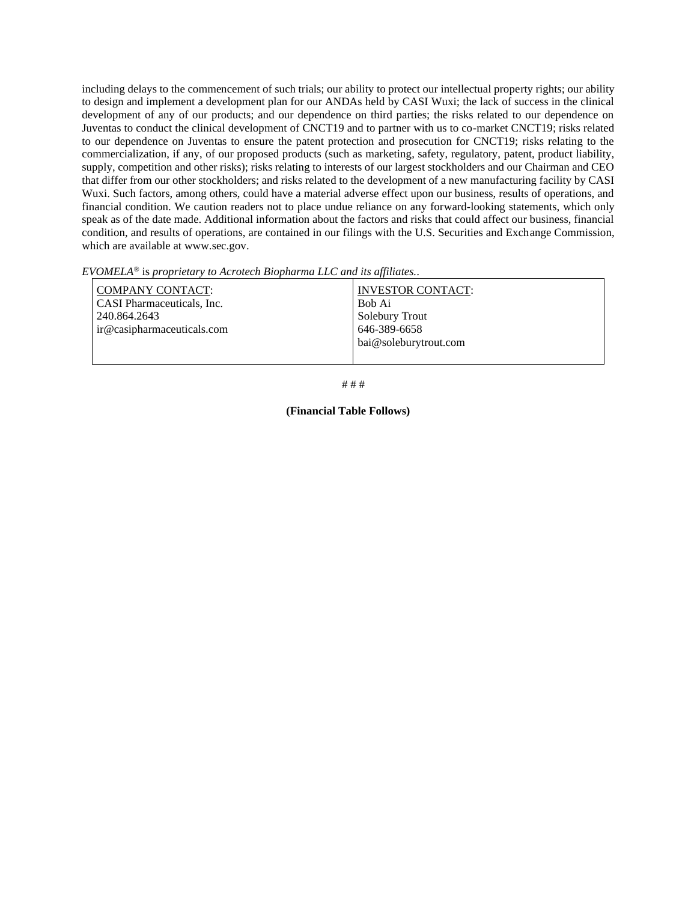including delays to the commencement of such trials; our ability to protect our intellectual property rights; our ability to design and implement a development plan for our ANDAs held by CASI Wuxi; the lack of success in the clinical development of any of our products; and our dependence on third parties; the risks related to our dependence on Juventas to conduct the clinical development of CNCT19 and to partner with us to co-market CNCT19; risks related to our dependence on Juventas to ensure the patent protection and prosecution for CNCT19; risks relating to the commercialization, if any, of our proposed products (such as marketing, safety, regulatory, patent, product liability, supply, competition and other risks); risks relating to interests of our largest stockholders and our Chairman and CEO that differ from our other stockholders; and risks related to the development of a new manufacturing facility by CASI Wuxi. Such factors, among others, could have a material adverse effect upon our business, results of operations, and financial condition. We caution readers not to place undue reliance on any forward-looking statements, which only speak as of the date made. Additional information about the factors and risks that could affect our business, financial condition, and results of operations, are contained in our filings with the U.S. Securities and Exchange Commission, which are available at www.sec.gov.

*EVOMELA®* is *proprietary to Acrotech Biopharma LLC and its affiliates..*

| | |
|---|---|
| COMPANY CONTACT:<br>CASI Pharmaceuticals, Inc.<br>240.864.2643<br>ir@casipharmaceuticals.com | INVESTOR CONTACT:<br>Bob Ai<br>Solebury Trout<br>646-389-6658<br>bai@soleburytrout.com |

# # #

**(Financial Table Follows)**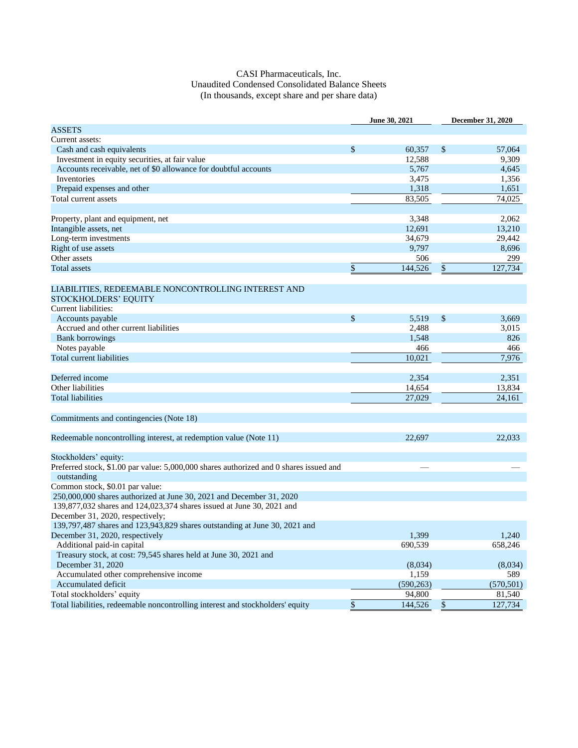CASI Pharmaceuticals, Inc.
Unaudited Condensed Consolidated Balance Sheets
(In thousands, except share and per share data)

| | June 30, 2021 | December 31, 2020 |
|---|---|---|
| ASSETS | | |
| Current assets: | | |
| Cash and cash equivalents | $ 60,357 | $ 57,064 |
| Investment in equity securities, at fair value | 12,588 | 9,309 |
| Accounts receivable, net of $0 allowance for doubtful accounts | 5,767 | 4,645 |
| Inventories | 3,475 | 1,356 |
| Prepaid expenses and other | 1,318 | 1,651 |
| Total current assets | 83,505 | 74,025 |
| | | |
| Property, plant and equipment, net | 3,348 | 2,062 |
| Intangible assets, net | 12,691 | 13,210 |
| Long-term investments | 34,679 | 29,442 |
| Right of use assets | 9,797 | 8,696 |
| Other assets | 506 | 299 |
| Total assets | $ 144,526 | $ 127,734 |
| | | |
| LIABILITIES, REDEEMABLE NONCONTROLLING INTEREST AND STOCKHOLDERS' EQUITY | | |
| Current liabilities: | | |
| Accounts payable | $ 5,519 | $ 3,669 |
| Accrued and other current liabilities | 2,488 | 3,015 |
| Bank borrowings | 1,548 | 826 |
| Notes payable | 466 | 466 |
| Total current liabilities | 10,021 | 7,976 |
| | | |
| Deferred income | 2,354 | 2,351 |
| Other liabilities | 14,654 | 13,834 |
| Total liabilities | 27,029 | 24,161 |
| | | |
| Commitments and contingencies (Note 18) | | |
| | | |
| Redeemable noncontrolling interest, at redemption value (Note 11) | 22,697 | 22,033 |
| | | |
| Stockholders' equity: | | |
| Preferred stock, $1.00 par value: 5,000,000 shares authorized and 0 shares issued and outstanding | — | — |
| Common stock, $0.01 par value: 250,000,000 shares authorized at June 30, 2021 and December 31, 2020 139,877,032 shares and 124,023,374 shares issued at June 30, 2021 and December 31, 2020, respectively; 139,797,487 shares and 123,943,829 shares outstanding at June 30, 2021 and December 31, 2020, respectively | 1,399 | 1,240 |
| Additional paid-in capital | 690,539 | 658,246 |
| Treasury stock, at cost: 79,545 shares held at June 30, 2021 and December 31, 2020 | (8,034) | (8,034) |
| Accumulated other comprehensive income | 1,159 | 589 |
| Accumulated deficit | (590,263) | (570,501) |
| Total stockholders' equity | 94,800 | 81,540 |
| Total liabilities, redeemable noncontrolling interest and stockholders' equity | $ 144,526 | $ 127,734 |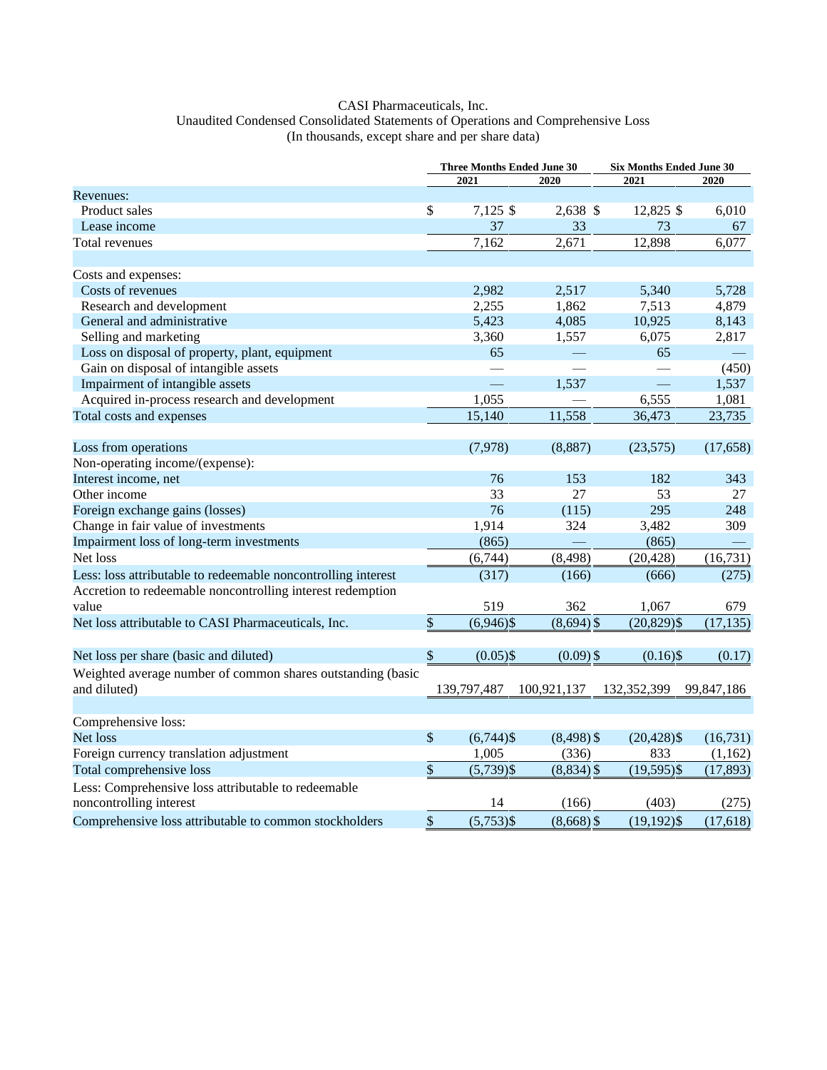CASI Pharmaceuticals, Inc.
Unaudited Condensed Consolidated Statements of Operations and Comprehensive Loss
(In thousands, except share and per share data)

| | Three Months Ended June 30 | | Six Months Ended June 30 | |
|---|---|---|---|---|
| | 2021 | 2020 | 2021 | 2020 |
| Revenues: | | | | |
| Product sales | $ 7,125 | $ 2,638 | $ 12,825 | $ 6,010 |
| Lease income | 37 | 33 | 73 | 67 |
| Total revenues | 7,162 | 2,671 | 12,898 | 6,077 |
| | | | | |
| Costs and expenses: | | | | |
| Costs of revenues | 2,982 | 2,517 | 5,340 | 5,728 |
| Research and development | 2,255 | 1,862 | 7,513 | 4,879 |
| General and administrative | 5,423 | 4,085 | 10,925 | 8,143 |
| Selling and marketing | 3,360 | 1,557 | 6,075 | 2,817 |
| Loss on disposal of property, plant, equipment | 65 | — | 65 | — |
| Gain on disposal of intangible assets | — | — | — | (450) |
| Impairment of intangible assets | — | 1,537 | — | 1,537 |
| Acquired in-process research and development | 1,055 | — | 6,555 | 1,081 |
| Total costs and expenses | 15,140 | 11,558 | 36,473 | 23,735 |
| | | | | |
| Loss from operations | (7,978) | (8,887) | (23,575) | (17,658) |
| Non-operating income/(expense): | | | | |
| Interest income, net | 76 | 153 | 182 | 343 |
| Other income | 33 | 27 | 53 | 27 |
| Foreign exchange gains (losses) | 76 | (115) | 295 | 248 |
| Change in fair value of investments | 1,914 | 324 | 3,482 | 309 |
| Impairment loss of long-term investments | (865) | — | (865) | — |
| Net loss | (6,744) | (8,498) | (20,428) | (16,731) |
| Less: loss attributable to redeemable noncontrolling interest | (317) | (166) | (666) | (275) |
| Accretion to redeemable noncontrolling interest redemption value | 519 | 362 | 1,067 | 679 |
| Net loss attributable to CASI Pharmaceuticals, Inc. | $ (6,946) | $ (8,694) | $ (20,829) | $ (17,135) |
| | | | | |
| Net loss per share (basic and diluted) | $ (0.05) | $ (0.09) | $ (0.16) | $ (0.17) |
| Weighted average number of common shares outstanding (basic and diluted) | 139,797,487 | 100,921,137 | 132,352,399 | 99,847,186 |
| | | | | |
| Comprehensive loss: | | | | |
| Net loss | $ (6,744) | $ (8,498) | $ (20,428) | $ (16,731) |
| Foreign currency translation adjustment | 1,005 | (336) | 833 | (1,162) |
| Total comprehensive loss | $ (5,739) | $ (8,834) | $ (19,595) | $ (17,893) |
| Less: Comprehensive loss attributable to redeemable noncontrolling interest | 14 | (166) | (403) | (275) |
| Comprehensive loss attributable to common stockholders | $ (5,753) | $ (8,668) | $ (19,192) | $ (17,618) |